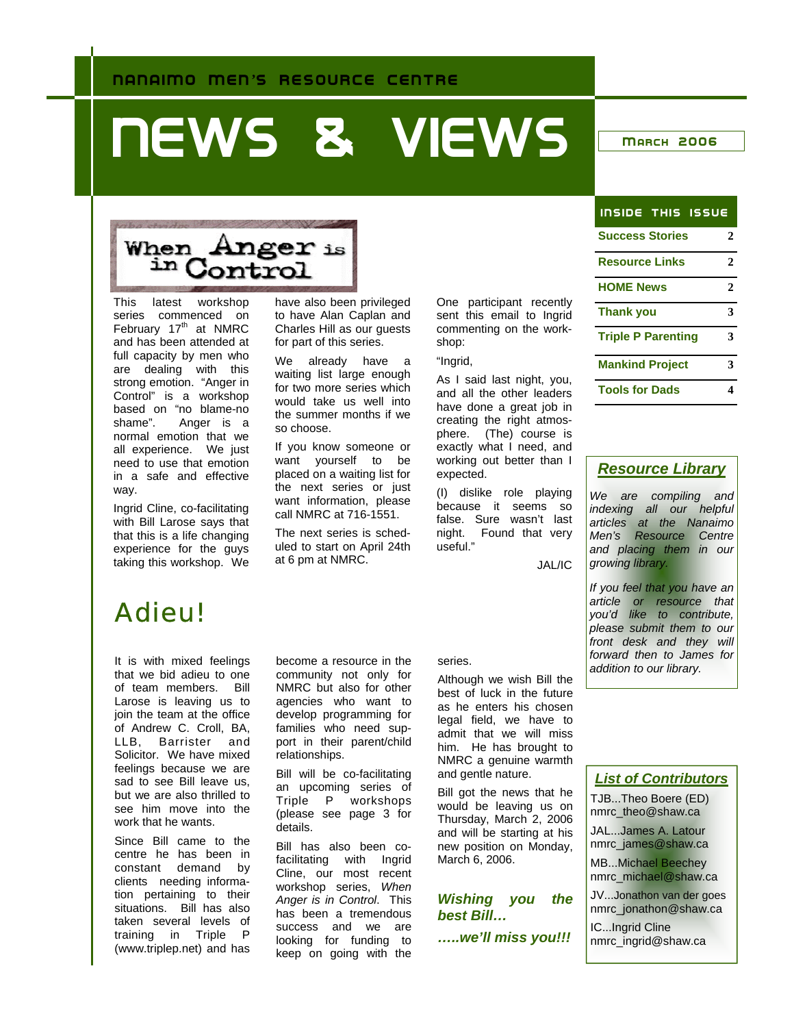NANAIMO MEN'S RESOURCE CENTRE

# NEWS & VIEWS

MARCH 2006

## When Anger is in Control

This latest workshop series commenced on February 17th at NMRC and has been attended at full capacity by men who are dealing with this strong emotion. "Anger in Control" is a workshop based on "no blame-no shame". Anger is a normal emotion that we all experience. We just need to use that emotion in a safe and effective way.

Ingrid Cline, co-facilitating with Bill Larose says that that this is a life changing experience for the guys taking this workshop. We have also been privileged to have Alan Caplan and Charles Hill as our guests for part of this series.

We already have a waiting list large enough for two more series which would take us well into the summer months if we so choose.

If you know someone or want yourself to be placed on a waiting list for the next series or just want information, please call NMRC at 716-1551.

The next series is scheduled to start on April 24th at 6 pm at NMRC.

One participant recently sent this email to Ingrid commenting on the workshop:

"Ingrid,

As I said last night, you, and all the other leaders have done a great job in creating the right atmosphere. (The) course is exactly what I need, and working out better than I expected.

(I) dislike role playing because it seems so false. Sure wasn't last night. Found that very useful."

JAL/IC

## Adieu!

It is with mixed feelings that we bid adieu to one of team members. Bill Larose is leaving us to join the team at the office of Andrew C. Croll, BA, LLB, Barrister and Solicitor. We have mixed feelings because we are sad to see Bill leave us, but we are also thrilled to see him move into the work that he wants.

Since Bill came to the centre he has been in constant demand by clients needing information pertaining to their situations. Bill has also taken several levels of training in Triple P (www.triplep.net) and has become a resource in the community not only for NMRC but also for other agencies who want to develop programming for families who need support in their parent/child relationships.

Bill will be co-facilitating an upcoming series of Triple P workshops (please see page 3 for details.

Bill has also been co-facilitating with Ingrid Cline, our most recent workshop series, *When Anger is in Control*. This has been a tremendous success and we are looking for funding to keep on going with the series.

Although we wish Bill the best of luck in the future as he enters his chosen legal field, we have to admit that we will miss him. He has brought to NMRC a genuine warmth and gentle nature.

Bill got the news that he would be leaving us on Thursday, March 2, 2006 and will be starting at his new position on Monday, March 6, 2006.

***Wishing you the best Bill…***

***…..we'll miss you!!!***

### INSIDE THIS ISSUE

| | |
|---|---|
| Success Stories | 2 |
| Resource Links | 2 |
| HOME News | 2 |
| Thank you | 3 |
| Triple P Parenting | 3 |
| Mankind Project | 3 |
| Tools for Dads | 4 |

### *Resource Library*

*We are compiling and indexing all our helpful articles at the Nanaimo Men's Resource Centre and placing them in our growing library.*

*If you feel that you have an article or resource that you'd like to contribute, please submit them to our front desk and they will forward then to James for addition to our library.*

### *List of Contributors*

TJB...Theo Boere (ED)
nmrc_theo@shaw.ca

JAL...James A. Latour
nmrc_james@shaw.ca

MB...Michael Beechey
nmrc_michael@shaw.ca

JV...Jonathon van der goes
nmrc_jonathon@shaw.ca

IC...Ingrid Cline
nmrc_ingrid@shaw.ca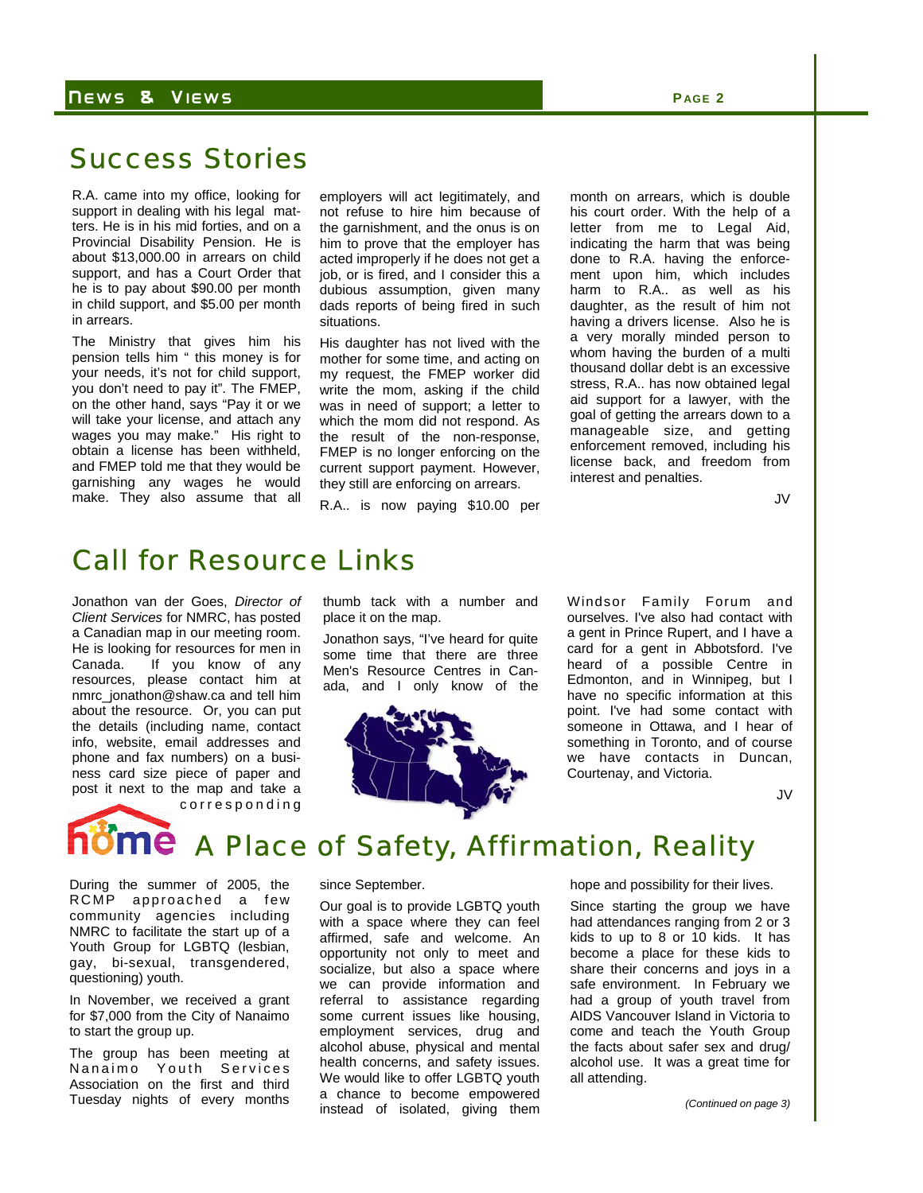## Success Stories

R.A. came into my office, looking for support in dealing with his legal matters. He is in his mid forties, and on a Provincial Disability Pension. He is about $13,000.00 in arrears on child support, and has a Court Order that he is to pay about $90.00 per month in child support, and $5.00 per month in arrears.

The Ministry that gives him his pension tells him " this money is for your needs, it's not for child support, you don't need to pay it". The FMEP, on the other hand, says "Pay it or we will take your license, and attach any wages you may make." His right to obtain a license has been withheld, and FMEP told me that they would be garnishing any wages he would make. They also assume that all employers will act legitimately, and not refuse to hire him because of the garnishment, and the onus is on him to prove that the employer has acted improperly if he does not get a job, or is fired, and I consider this a dubious assumption, given many dads reports of being fired in such situations.

His daughter has not lived with the mother for some time, and acting on my request, the FMEP worker did write the mom, asking if the child was in need of support; a letter to which the mom did not respond. As the result of the non-response, FMEP is no longer enforcing on the current support payment. However, they still are enforcing on arrears.

R.A.. is now paying $10.00 per month on arrears, which is double his court order. With the help of a letter from me to Legal Aid, indicating the harm that was being done to R.A.. having the enforcement upon him, which includes harm to R.A.. as well as his daughter, as the result of him not having a drivers license. Also he is a very morally minded person to whom having the burden of a multi thousand dollar debt is an excessive stress, R.A.. has now obtained legal aid support for a lawyer, with the goal of getting the arrears down to a manageable size, and getting enforcement removed, including his license back, and freedom from interest and penalties.

JV

## Call for Resource Links

Jonathon van der Goes, *Director of Client Services* for NMRC, has posted a Canadian map in our meeting room. He is looking for resources for men in Canada. If you know of any resources, please contact him at nmrc_jonathon@shaw.ca and tell him about the resource. Or, you can put the details (including name, contact info, website, email addresses and phone and fax numbers) on a business card size piece of paper and post it next to the map and take a corresponding thumb tack with a number and place it on the map.

Jonathon says, "I've heard for quite some time that there are three Men's Resource Centres in Canada, and I only know of the Windsor Family Forum and ourselves. I've also had contact with a gent in Prince Rupert, and I have a card for a gent in Abbotsford. I've heard of a possible Centre in Edmonton, and in Winnipeg, but I have no specific information at this point. I've had some contact with someone in Ottawa, and I hear of something in Toronto, and of course we have contacts in Duncan, Courtenay, and Victoria.

JV

## home A Place of Safety, Affirmation, Reality

During the summer of 2005, the RCMP approached a few community agencies including NMRC to facilitate the start up of a Youth Group for LGBTQ (lesbian, gay, bi-sexual, transgendered, questioning) youth.

In November, we received a grant for $7,000 from the City of Nanaimo to start the group up.

The group has been meeting at Nanaimo Youth Services Association on the first and third Tuesday nights of every months since September.

Our goal is to provide LGBTQ youth with a space where they can feel affirmed, safe and welcome. An opportunity not only to meet and socialize, but also a space where we can provide information and referral to assistance regarding some current issues like housing, employment services, drug and alcohol abuse, physical and mental health concerns, and safety issues. We would like to offer LGBTQ youth a chance to become empowered instead of isolated, giving them hope and possibility for their lives.

Since starting the group we have had attendances ranging from 2 or 3 kids to up to 8 or 10 kids. It has become a place for these kids to share their concerns and joys in a safe environment. In February we had a group of youth travel from AIDS Vancouver Island in Victoria to come and teach the Youth Group the facts about safer sex and drug/alcohol use. It was a great time for all attending.

*(Continued on page 3)*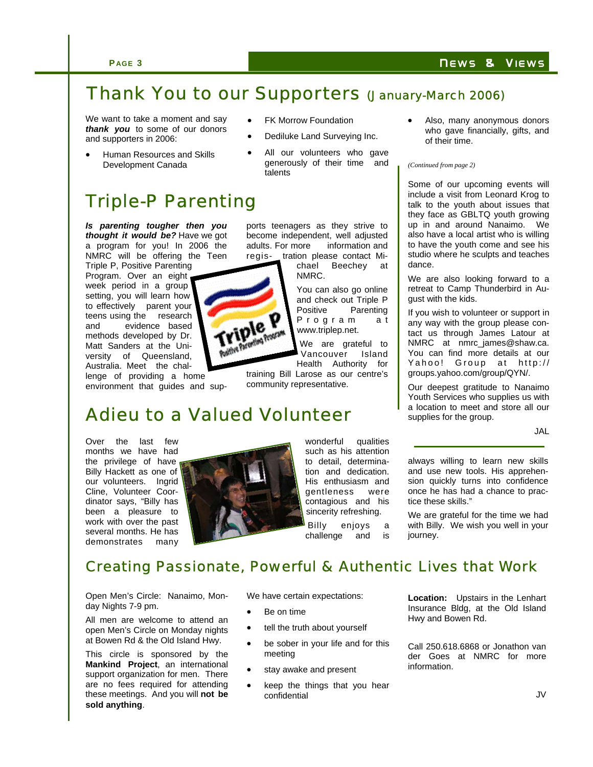# Thank You to our Supporters (January-March 2006)

We want to take a moment and say ***thank you*** to some of our donors and supporters in 2006:

- Human Resources and Skills Development Canada
- FK Morrow Foundation
- Dediluke Land Surveying Inc.
- All our volunteers who gave generously of their time and talents
- Also, many anonymous donors who gave financially, gifts, and of their time.

## Triple-P Parenting

***Is parenting tougher then you thought it would be?*** Have we got a program for you! In 2006 the NMRC will be offering the Teen Triple P, Positive Parenting Program. Over an eight week period in a group setting, you will learn how to effectively parent your teens using the research and evidence based methods developed by Dr. Matt Sanders at the University of Queensland, Australia. Meet the challenge of providing a home environment that guides and supports teenagers as they strive to become independent, well adjusted adults. For more information and registration please contact Michael Beechey at NMRC.

You can also go online and check out Triple P Positive Parenting Program at www.triplep.net.

We are grateful to Vancouver Island Health Authority for training Bill Larose as our centre's community representative.

*(Continued from page 2)*

Some of our upcoming events will include a visit from Leonard Krog to talk to the youth about issues that they face as GBLTQ youth growing up in and around Nanaimo. We also have a local artist who is willing to have the youth come and see his studio where he sculpts and teaches dance.

We are also looking forward to a retreat to Camp Thunderbird in August with the kids.

If you wish to volunteer or support in any way with the group please contact us through James Latour at NMRC at nmrc_james@shaw.ca. You can find more details at our Yahoo! Group at http://groups.yahoo.com/group/QYN/.

Our deepest gratitude to Nanaimo Youth Services who supplies us with a location to meet and store all our supplies for the group.

JAL

## Adieu to a Valued Volunteer

Over the last few months we have had the privilege of have Billy Hackett as one of our volunteers. Ingrid Cline, Volunteer Coordinator says, "Billy has been a pleasure to work with over the past several months. He has demonstrates many wonderful qualities such as his attention to detail, determination and dedication. His enthusiasm and gentleness were contagious and his sincerity refreshing.

Billy enjoys a challenge and is always willing to learn new skills and use new tools. His apprehension quickly turns into confidence once he has had a chance to practice these skills."

We are grateful for the time we had with Billy. We wish you well in your journey.

## Creating Passionate, Powerful & Authentic Lives that Work

Open Men's Circle: Nanaimo, Monday Nights 7-9 pm.

All men are welcome to attend an open Men's Circle on Monday nights at Bowen Rd & the Old Island Hwy.

This circle is sponsored by the **Mankind Project**, an international support organization for men. There are no fees required for attending these meetings. And you will **not be sold anything**.

We have certain expectations:

- Be on time
- tell the truth about yourself
- be sober in your life and for this meeting
- stay awake and present
- keep the things that you hear confidential

**Location:** Upstairs in the Lenhart Insurance Bldg, at the Old Island Hwy and Bowen Rd.

Call 250.618.6868 or Jonathon van der Goes at NMRC for more information.

JV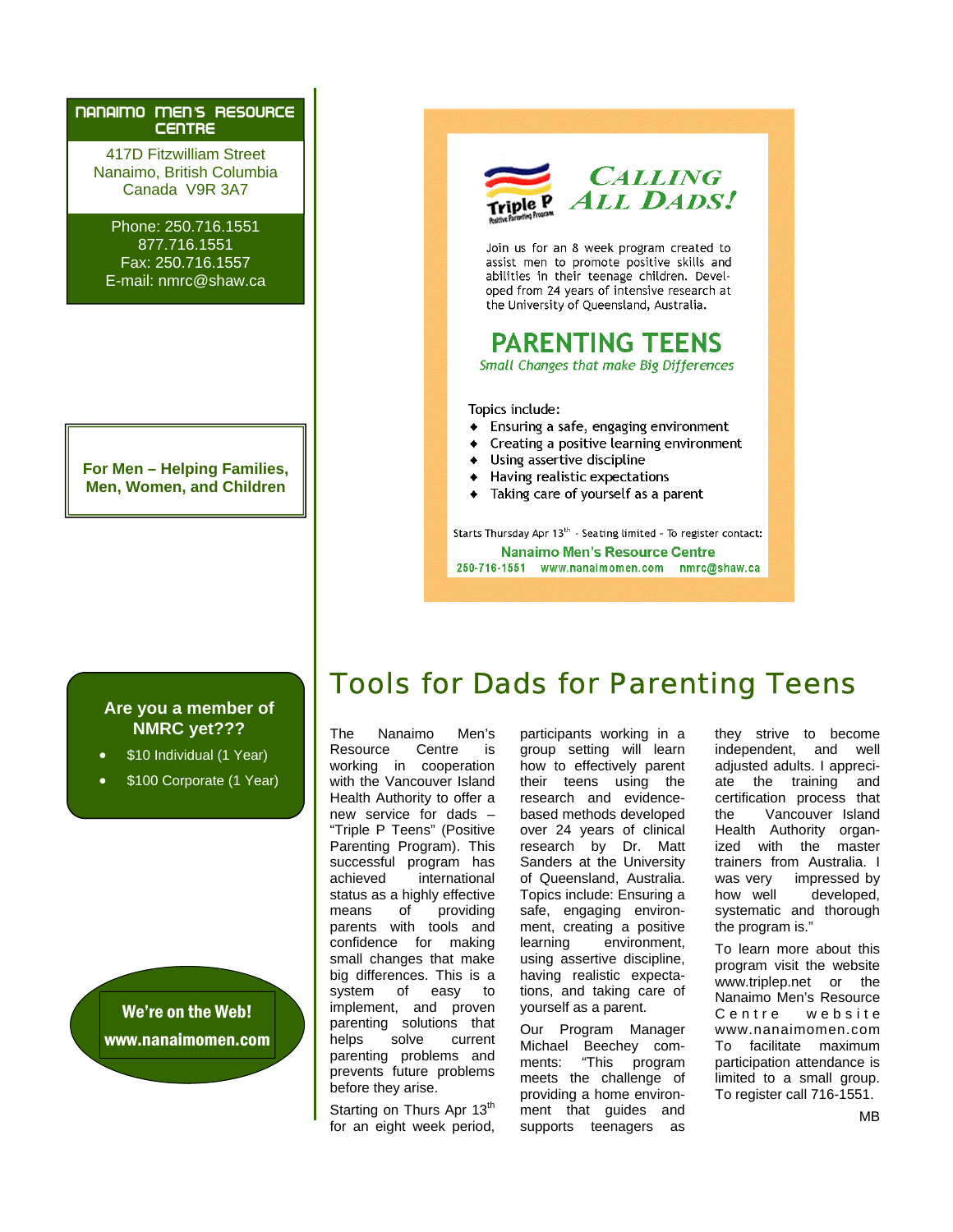## Nanaimo Men's Resource Centre

417D Fitzwilliam Street
Nanaimo, British Columbia
Canada V9R 3A7

Phone: 250.716.1551
877.716.1551
Fax: 250.716.1557
E-mail: nmrc@shaw.ca

**For Men – Helping Families, Men, Women, and Children**

**Are you a member of NMRC yet???**

- $10 Individual (1 Year)
- $100 Corporate (1 Year)

**We're on the Web!**
**www.nanaimomen.com**

Triple P Positive Parenting Program

## *Calling All Dads!*

Join us for an 8 week program created to assist men to promote positive skills and abilities in their teenage children. Developed from 24 years of intensive research at the University of Queensland, Australia.

### PARENTING TEENS

*Small Changes that make Big Differences*

Topics include:

- Ensuring a safe, engaging environment
- Creating a positive learning environment
- Using assertive discipline
- Having realistic expectations
- Taking care of yourself as a parent

Starts Thursday Apr 13th - Seating limited - To register contact:

**Nanaimo Men's Resource Centre**

250-716-1551 www.nanaimomen.com nmrc@shaw.ca

# Tools for Dads for Parenting Teens

The Nanaimo Men's Resource Centre is working in cooperation with the Vancouver Island Health Authority to offer a new service for dads – "Triple P Teens" (Positive Parenting Program). This successful program has achieved international status as a highly effective means of providing parents with tools and confidence for making small changes that make big differences. This is a system of easy to implement, and proven parenting solutions that helps solve current parenting problems and prevents future problems before they arise.

Starting on Thurs Apr 13th for an eight week period, participants working in a group setting will learn how to effectively parent their teens using the research and evidence-based methods developed over 24 years of clinical research by Dr. Matt Sanders at the University of Queensland, Australia. Topics include: Ensuring a safe, engaging environment, creating a positive learning environment, using assertive discipline, having realistic expectations, and taking care of yourself as a parent.

Our Program Manager Michael Beechey comments: "This program meets the challenge of providing a home environment that guides and supports teenagers as they strive to become independent, and well adjusted adults. I appreciate the training and certification process that the Vancouver Island Health Authority organized with the master trainers from Australia. I was very impressed by how well developed, systematic and thorough the program is."

To learn more about this program visit the website www.triplep.net or the Nanaimo Men's Resource Centre website www.nanaimomen.com To facilitate maximum participation attendance is limited to a small group. To register call 716-1551.

MB